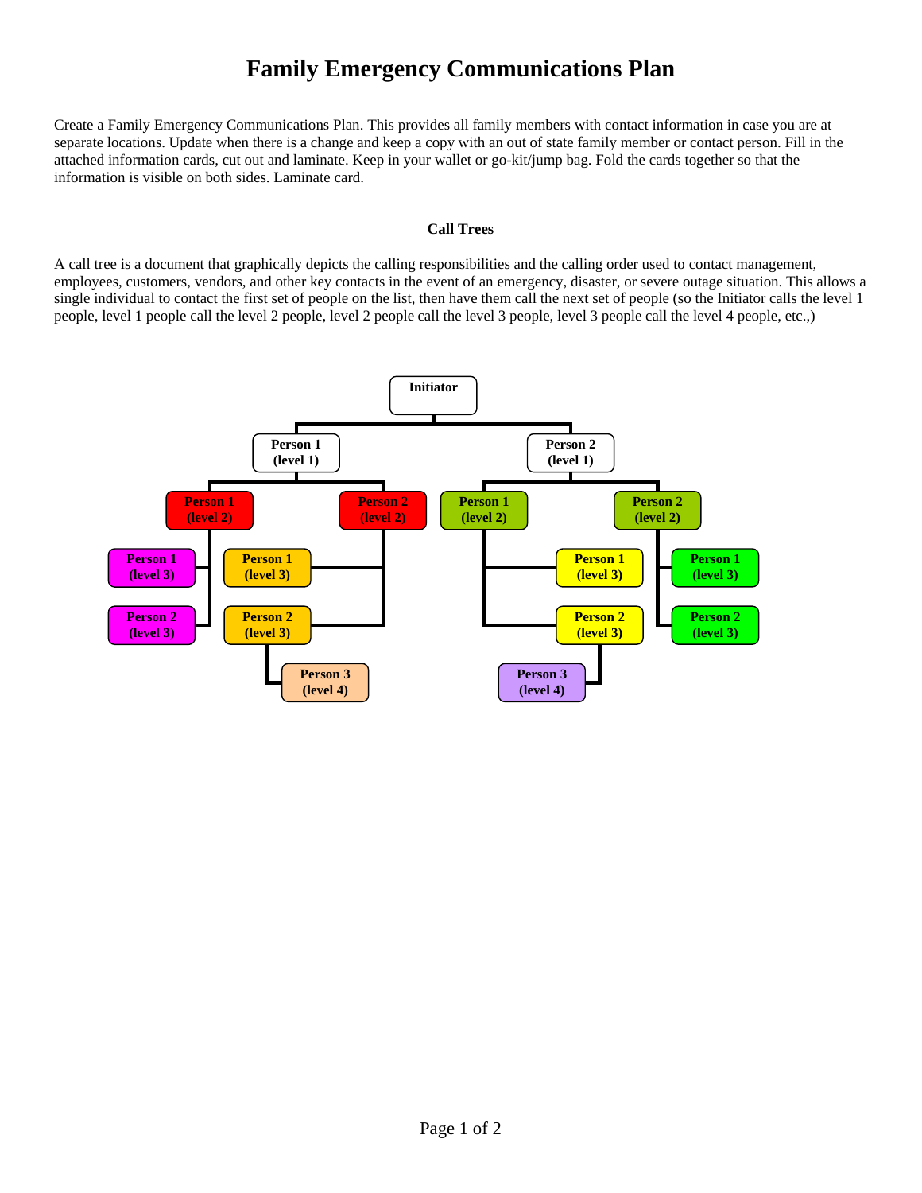# Family Emergency Communications Plan

Create a Family Emergency Communications Plan. This provides all family members with contact information in case you are at separate locations. Update when there is a change and keep a copy with an out of state family member or contact person. Fill in the attached information cards, cut out and laminate. Keep in your wallet or go-kit/jump bag. Fold the cards together so that the information is visible on both sides. Laminate card.

### Call Trees

A call tree is a document that graphically depicts the calling responsibilities and the calling order used to contact management, employees, customers, vendors, and other key contacts in the event of an emergency, disaster, or severe outage situation. This allows a single individual to contact the first set of people on the list, then have them call the next set of people (so the Initiator calls the level 1 people, level 1 people call the level 2 people, level 2 people call the level 3 people, level 3 people call the level 4 people, etc.,)

- **Initiator**
  - **Person 1 (level 1)**
    - **Person 1 (level 2)**
      - **Person 1 (level 3)**
      - **Person 2 (level 3)**
    - **Person 2 (level 2)**
      - **Person 1 (level 3)**
      - **Person 2 (level 3)**
        - **Person 3 (level 4)**
  - **Person 2 (level 1)**
    - **Person 1 (level 2)**
      - **Person 1 (level 3)**
      - **Person 2 (level 3)**
        - **Person 3 (level 4)**
    - **Person 2 (level 2)**
      - **Person 1 (level 3)**
      - **Person 2 (level 3)**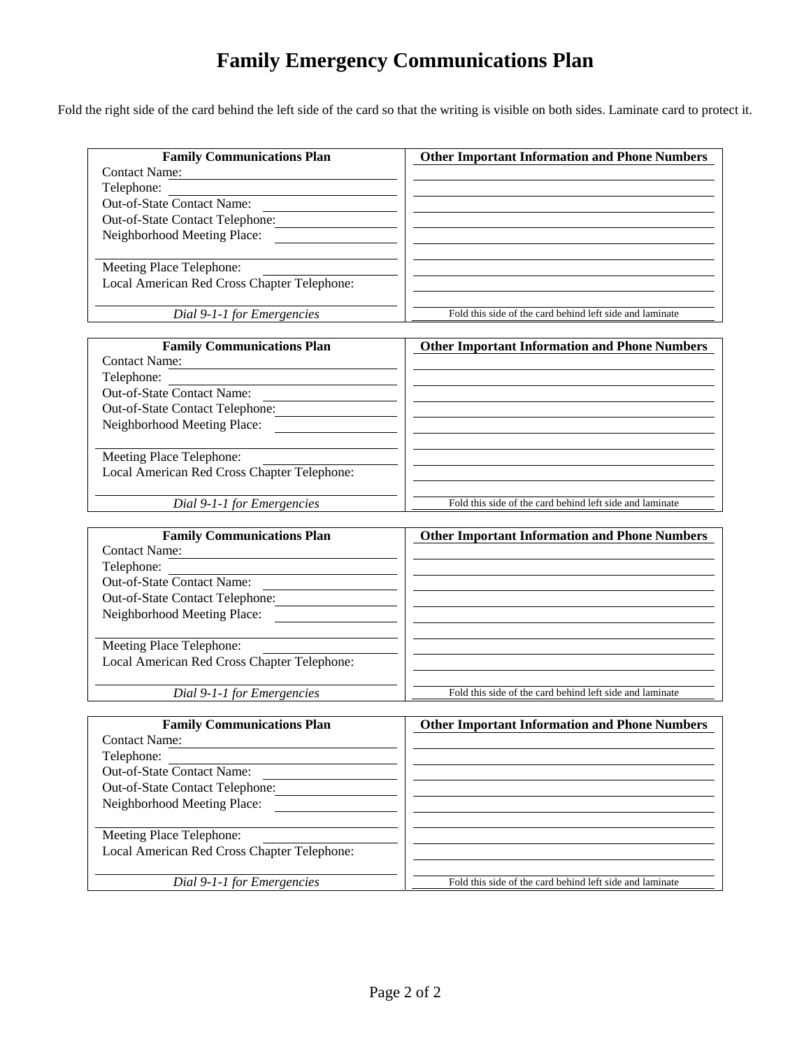# Family Emergency Communications Plan

Fold the right side of the card behind the left side of the card so that the writing is visible on both sides. Laminate card to protect it.

| **Family Communications Plan** | **Other Important Information and Phone Numbers** |
|---|---|
| Contact Name: | |
| Telephone: | |
| Out-of-State Contact Name: | |
| Out-of-State Contact Telephone: | |
| Neighborhood Meeting Place: | |
| | |
| Meeting Place Telephone: | |
| Local American Red Cross Chapter Telephone: | |
| | |
| *Dial 9-1-1 for Emergencies* | Fold this side of the card behind left side and laminate |

| **Family Communications Plan** | **Other Important Information and Phone Numbers** |
|---|---|
| Contact Name: | |
| Telephone: | |
| Out-of-State Contact Name: | |
| Out-of-State Contact Telephone: | |
| Neighborhood Meeting Place: | |
| | |
| Meeting Place Telephone: | |
| Local American Red Cross Chapter Telephone: | |
| | |
| *Dial 9-1-1 for Emergencies* | Fold this side of the card behind left side and laminate |

| **Family Communications Plan** | **Other Important Information and Phone Numbers** |
|---|---|
| Contact Name: | |
| Telephone: | |
| Out-of-State Contact Name: | |
| Out-of-State Contact Telephone: | |
| Neighborhood Meeting Place: | |
| | |
| Meeting Place Telephone: | |
| Local American Red Cross Chapter Telephone: | |
| | |
| *Dial 9-1-1 for Emergencies* | Fold this side of the card behind left side and laminate |

| **Family Communications Plan** | **Other Important Information and Phone Numbers** |
|---|---|
| Contact Name: | |
| Telephone: | |
| Out-of-State Contact Name: | |
| Out-of-State Contact Telephone: | |
| Neighborhood Meeting Place: | |
| | |
| Meeting Place Telephone: | |
| Local American Red Cross Chapter Telephone: | |
| | |
| *Dial 9-1-1 for Emergencies* | Fold this side of the card behind left side and laminate |